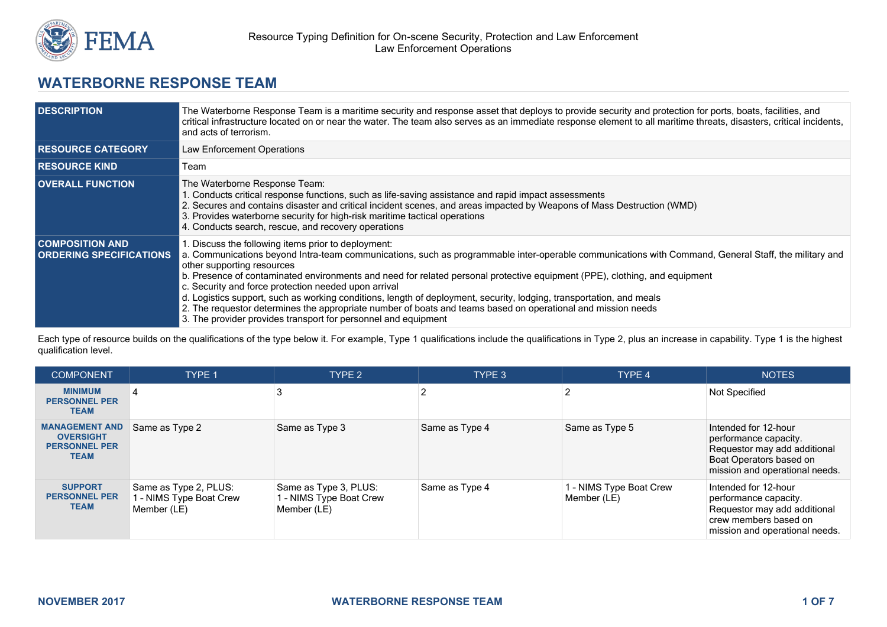# WATERBORNE RESPONSE TEAM

| | |
|---|---|
| **DESCRIPTION** | The Waterborne Response Team is a maritime security and response asset that deploys to provide security and protection for ports, boats, facilities, and critical infrastructure located on or near the water. The team also serves as an immediate response element to all maritime threats, disasters, critical incidents, and acts of terrorism. |
| **RESOURCE CATEGORY** | Law Enforcement Operations |
| **RESOURCE KIND** | Team |
| **OVERALL FUNCTION** | The Waterborne Response Team:<br>1. Conducts critical response functions, such as life-saving assistance and rapid impact assessments<br>2. Secures and contains disaster and critical incident scenes, and areas impacted by Weapons of Mass Destruction (WMD)<br>3. Provides waterborne security for high-risk maritime tactical operations<br>4. Conducts search, rescue, and recovery operations |
| **COMPOSITION AND ORDERING SPECIFICATIONS** | 1. Discuss the following items prior to deployment:<br>a. Communications beyond Intra-team communications, such as programmable inter-operable communications with Command, General Staff, the military and other supporting resources<br>b. Presence of contaminated environments and need for related personal protective equipment (PPE), clothing, and equipment<br>c. Security and force protection needed upon arrival<br>d. Logistics support, such as working conditions, length of deployment, security, lodging, transportation, and meals<br>2. The requestor determines the appropriate number of boats and teams based on operational and mission needs<br>3. The provider provides transport for personnel and equipment |

Each type of resource builds on the qualifications of the type below it. For example, Type 1 qualifications include the qualifications in Type 2, plus an increase in capability. Type 1 is the highest qualification level.

| COMPONENT | TYPE 1 | TYPE 2 | TYPE 3 | TYPE 4 | NOTES |
|---|---|---|---|---|---|
| **MINIMUM PERSONNEL PER TEAM** | 4 | 3 | 2 | 2 | Not Specified |
| **MANAGEMENT AND OVERSIGHT PERSONNEL PER TEAM** | Same as Type 2 | Same as Type 3 | Same as Type 4 | Same as Type 5 | Intended for 12-hour performance capacity. Requestor may add additional Boat Operators based on mission and operational needs. |
| **SUPPORT PERSONNEL PER TEAM** | Same as Type 2, PLUS:<br>1 - NIMS Type Boat Crew Member (LE) | Same as Type 3, PLUS:<br>1 - NIMS Type Boat Crew Member (LE) | Same as Type 4 | 1 - NIMS Type Boat Crew Member (LE) | Intended for 12-hour performance capacity. Requestor may add additional crew members based on mission and operational needs. |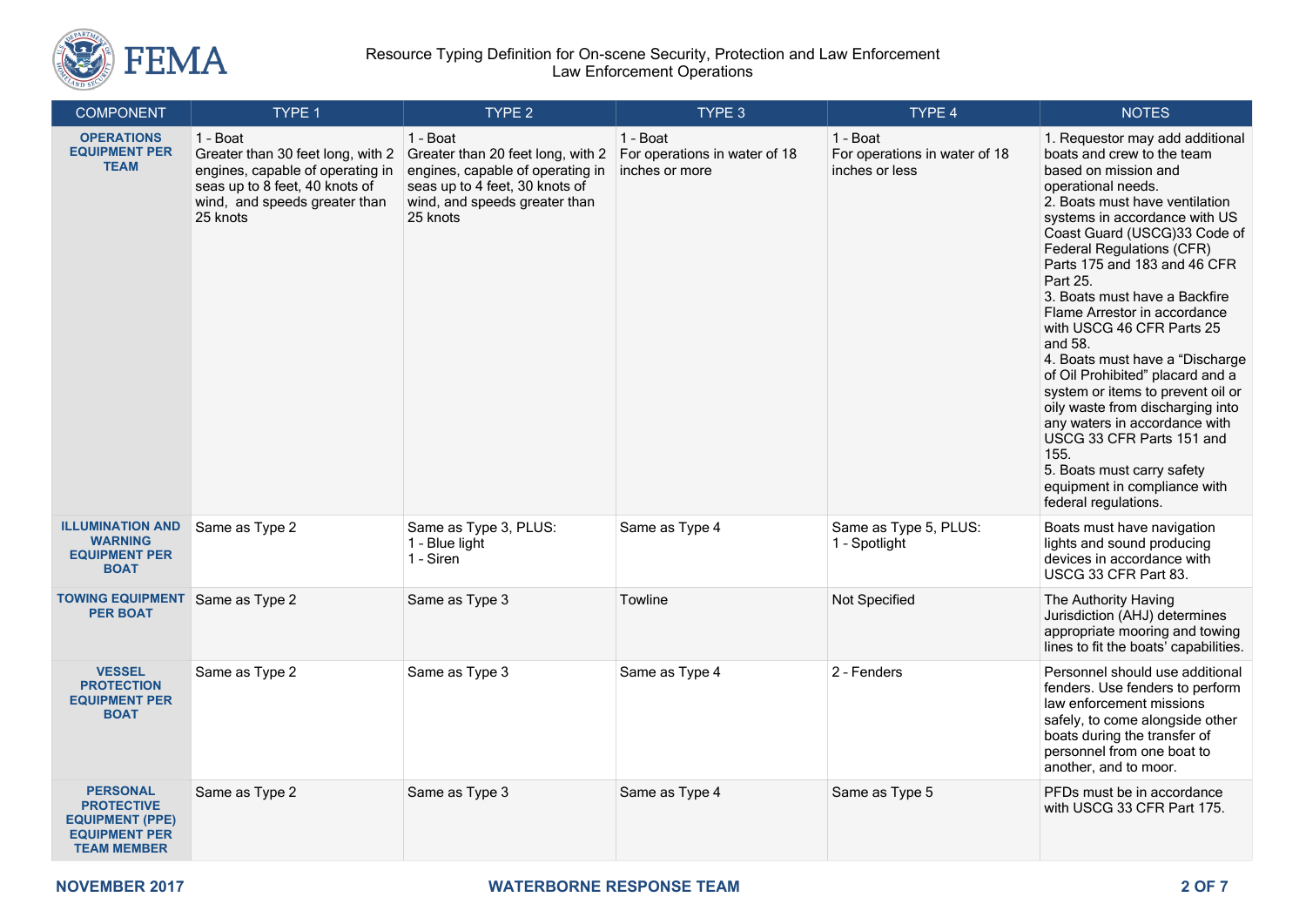| COMPONENT | TYPE 1 | TYPE 2 | TYPE 3 | TYPE 4 | NOTES |
|---|---|---|---|---|---|
| **OPERATIONS EQUIPMENT PER TEAM** | 1 - Boat<br>Greater than 30 feet long, with 2 engines, capable of operating in seas up to 8 feet, 40 knots of wind, and speeds greater than 25 knots | 1 - Boat<br>Greater than 20 feet long, with 2 engines, capable of operating in seas up to 4 feet, 30 knots of wind, and speeds greater than 25 knots | 1 - Boat<br>For operations in water of 18 inches or more | 1 - Boat<br>For operations in water of 18 inches or less | 1. Requestor may add additional boats and crew to the team based on mission and operational needs.<br>2. Boats must have ventilation systems in accordance with US Coast Guard (USCG)33 Code of Federal Regulations (CFR) Parts 175 and 183 and 46 CFR Part 25.<br>3. Boats must have a Backfire Flame Arrestor in accordance with USCG 46 CFR Parts 25 and 58.<br>4. Boats must have a "Discharge of Oil Prohibited" placard and a system or items to prevent oil or oily waste from discharging into any waters in accordance with USCG 33 CFR Parts 151 and 155.<br>5. Boats must carry safety equipment in compliance with federal regulations. |
| **ILLUMINATION AND WARNING EQUIPMENT PER BOAT** | Same as Type 2 | Same as Type 3, PLUS:<br>1 - Blue light<br>1 - Siren | Same as Type 4 | Same as Type 5, PLUS:<br>1 - Spotlight | Boats must have navigation lights and sound producing devices in accordance with USCG 33 CFR Part 83. |
| **TOWING EQUIPMENT PER BOAT** | Same as Type 2 | Same as Type 3 | Towline | Not Specified | The Authority Having Jurisdiction (AHJ) determines appropriate mooring and towing lines to fit the boats' capabilities. |
| **VESSEL PROTECTION EQUIPMENT PER BOAT** | Same as Type 2 | Same as Type 3 | Same as Type 4 | 2 - Fenders | Personnel should use additional fenders. Use fenders to perform law enforcement missions safely, to come alongside other boats during the transfer of personnel from one boat to another, and to moor. |
| **PERSONAL PROTECTIVE EQUIPMENT (PPE) EQUIPMENT PER TEAM MEMBER** | Same as Type 2 | Same as Type 3 | Same as Type 4 | Same as Type 5 | PFDs must be in accordance with USCG 33 CFR Part 175. |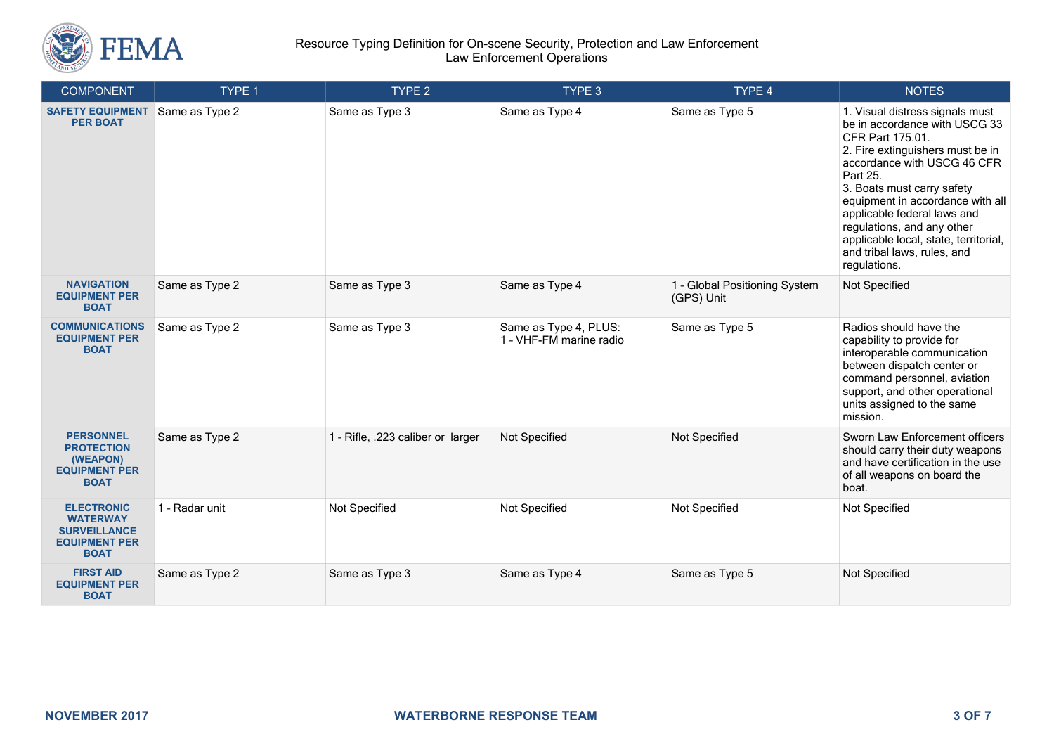| COMPONENT | TYPE 1 | TYPE 2 | TYPE 3 | TYPE 4 | NOTES |
|---|---|---|---|---|---|
| **SAFETY EQUIPMENT PER BOAT** | Same as Type 2 | Same as Type 3 | Same as Type 4 | Same as Type 5 | 1. Visual distress signals must be in accordance with USCG 33 CFR Part 175.01.<br>2. Fire extinguishers must be in accordance with USCG 46 CFR Part 25.<br>3. Boats must carry safety equipment in accordance with all applicable federal laws and regulations, and any other applicable local, state, territorial, and tribal laws, rules, and regulations. |
| **NAVIGATION EQUIPMENT PER BOAT** | Same as Type 2 | Same as Type 3 | Same as Type 4 | 1 - Global Positioning System (GPS) Unit | Not Specified |
| **COMMUNICATIONS EQUIPMENT PER BOAT** | Same as Type 2 | Same as Type 3 | Same as Type 4, PLUS:<br>1 - VHF-FM marine radio | Same as Type 5 | Radios should have the capability to provide for interoperable communication between dispatch center or command personnel, aviation support, and other operational units assigned to the same mission. |
| **PERSONNEL PROTECTION (WEAPON) EQUIPMENT PER BOAT** | Same as Type 2 | 1 - Rifle, .223 caliber or larger | Not Specified | Not Specified | Sworn Law Enforcement officers should carry their duty weapons and have certification in the use of all weapons on board the boat. |
| **ELECTRONIC WATERWAY SURVEILLANCE EQUIPMENT PER BOAT** | 1 - Radar unit | Not Specified | Not Specified | Not Specified | Not Specified |
| **FIRST AID EQUIPMENT PER BOAT** | Same as Type 2 | Same as Type 3 | Same as Type 4 | Same as Type 5 | Not Specified |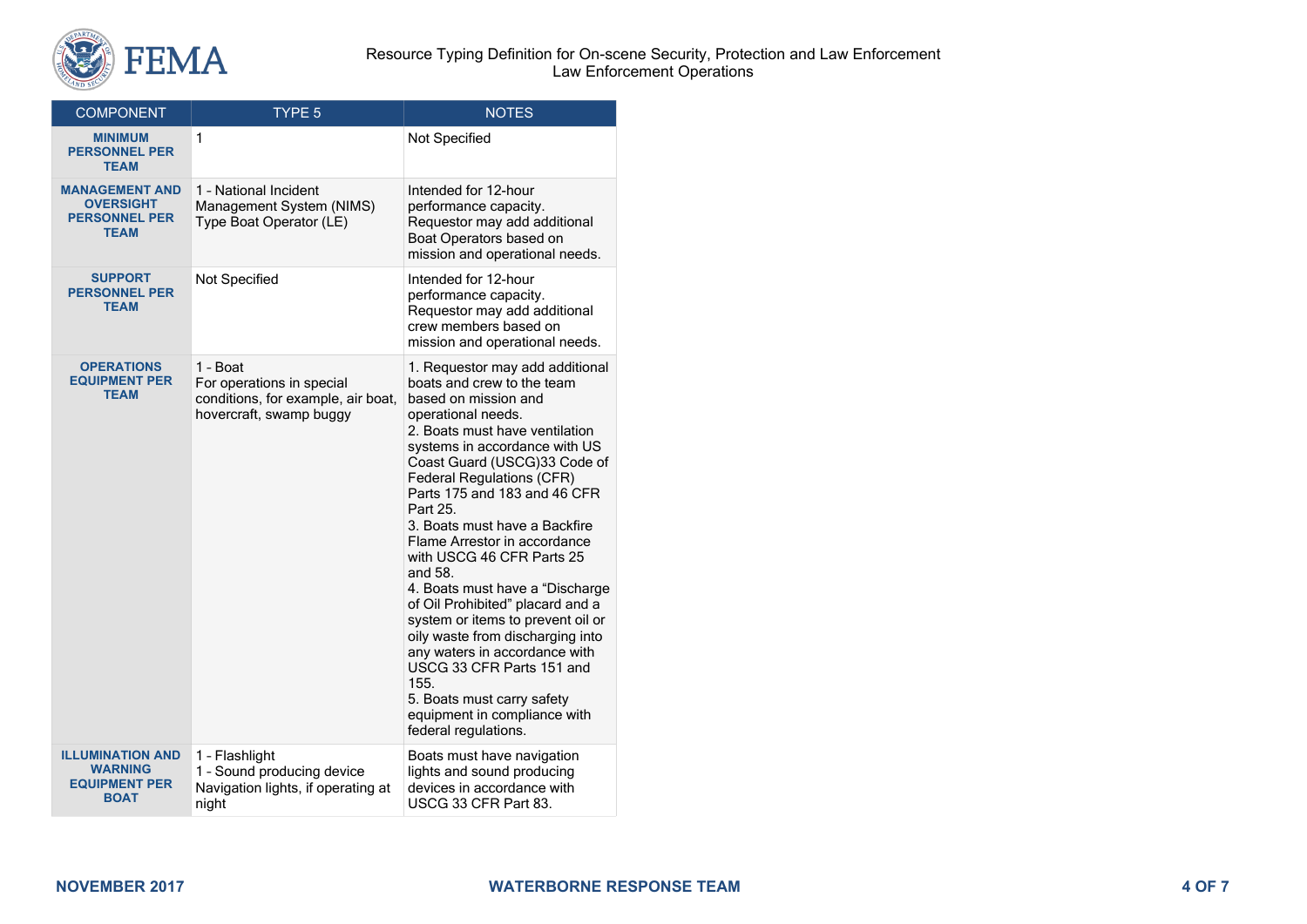| COMPONENT | TYPE 5 | NOTES |
|---|---|---|
| **MINIMUM PERSONNEL PER TEAM** | 1 | Not Specified |
| **MANAGEMENT AND OVERSIGHT PERSONNEL PER TEAM** | 1 - National Incident Management System (NIMS) Type Boat Operator (LE) | Intended for 12-hour performance capacity. Requestor may add additional Boat Operators based on mission and operational needs. |
| **SUPPORT PERSONNEL PER TEAM** | Not Specified | Intended for 12-hour performance capacity. Requestor may add additional crew members based on mission and operational needs. |
| **OPERATIONS EQUIPMENT PER TEAM** | 1 - Boat<br>For operations in special conditions, for example, air boat, hovercraft, swamp buggy | 1. Requestor may add additional boats and crew to the team based on mission and operational needs.<br>2. Boats must have ventilation systems in accordance with US Coast Guard (USCG)33 Code of Federal Regulations (CFR) Parts 175 and 183 and 46 CFR Part 25.<br>3. Boats must have a Backfire Flame Arrestor in accordance with USCG 46 CFR Parts 25 and 58.<br>4. Boats must have a "Discharge of Oil Prohibited" placard and a system or items to prevent oil or oily waste from discharging into any waters in accordance with USCG 33 CFR Parts 151 and 155.<br>5. Boats must carry safety equipment in compliance with federal regulations. |
| **ILLUMINATION AND WARNING EQUIPMENT PER BOAT** | 1 - Flashlight<br>1 - Sound producing device<br>Navigation lights, if operating at night | Boats must have navigation lights and sound producing devices in accordance with USCG 33 CFR Part 83. |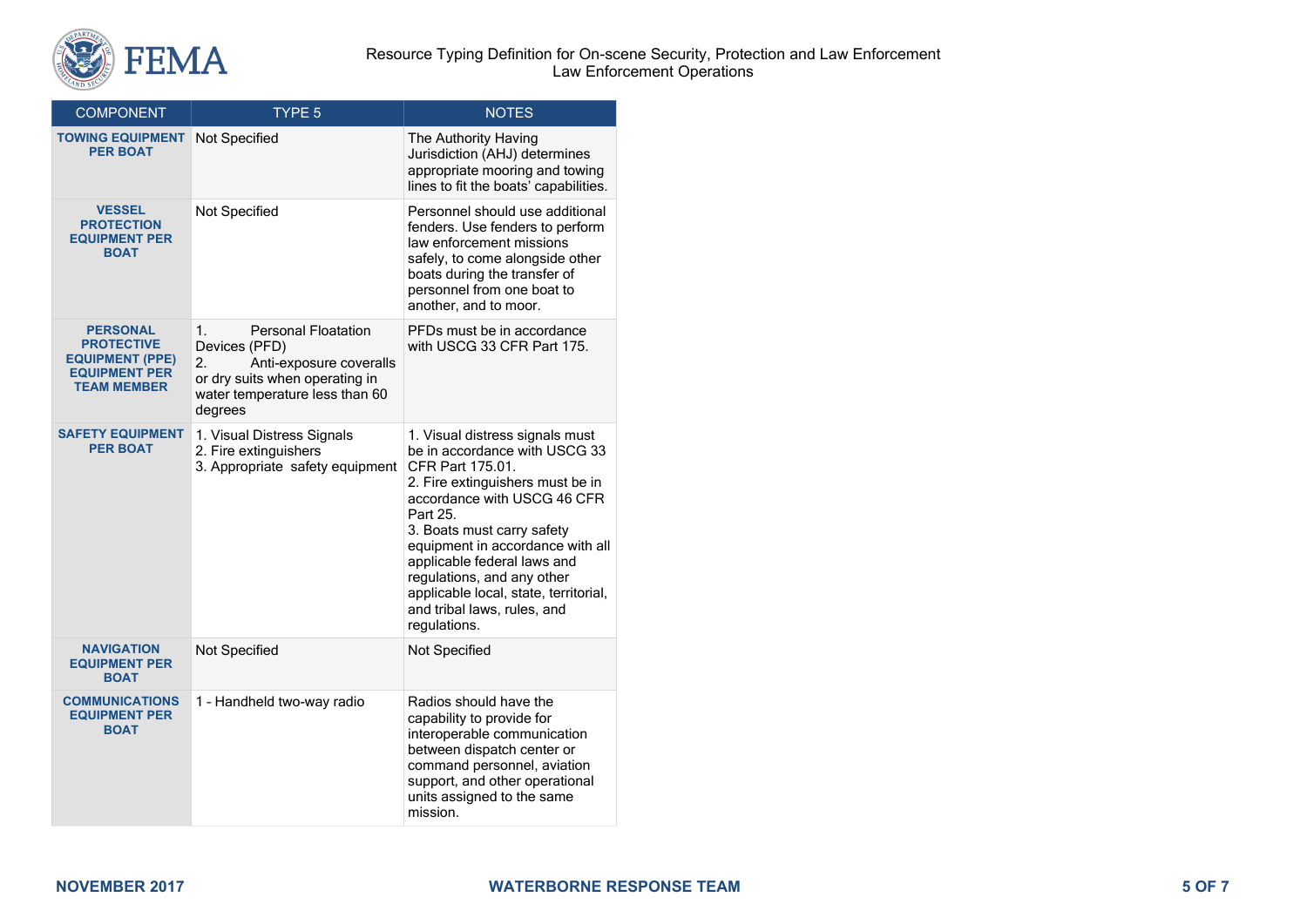| COMPONENT | TYPE 5 | NOTES |
|---|---|---|
| **TOWING EQUIPMENT PER BOAT** | Not Specified | The Authority Having Jurisdiction (AHJ) determines appropriate mooring and towing lines to fit the boats' capabilities. |
| **VESSEL PROTECTION EQUIPMENT PER BOAT** | Not Specified | Personnel should use additional fenders. Use fenders to perform law enforcement missions safely, to come alongside other boats during the transfer of personnel from one boat to another, and to moor. |
| **PERSONAL PROTECTIVE EQUIPMENT (PPE) EQUIPMENT PER TEAM MEMBER** | 1. Personal Floatation Devices (PFD)<br>2. Anti-exposure coveralls or dry suits when operating in water temperature less than 60 degrees | PFDs must be in accordance with USCG 33 CFR Part 175. |
| **SAFETY EQUIPMENT PER BOAT** | 1. Visual Distress Signals<br>2. Fire extinguishers<br>3. Appropriate safety equipment | 1. Visual distress signals must be in accordance with USCG 33 CFR Part 175.01.<br>2. Fire extinguishers must be in accordance with USCG 46 CFR Part 25.<br>3. Boats must carry safety equipment in accordance with all applicable federal laws and regulations, and any other applicable local, state, territorial, and tribal laws, rules, and regulations. |
| **NAVIGATION EQUIPMENT PER BOAT** | Not Specified | Not Specified |
| **COMMUNICATIONS EQUIPMENT PER BOAT** | 1 - Handheld two-way radio | Radios should have the capability to provide for interoperable communication between dispatch center or command personnel, aviation support, and other operational units assigned to the same mission. |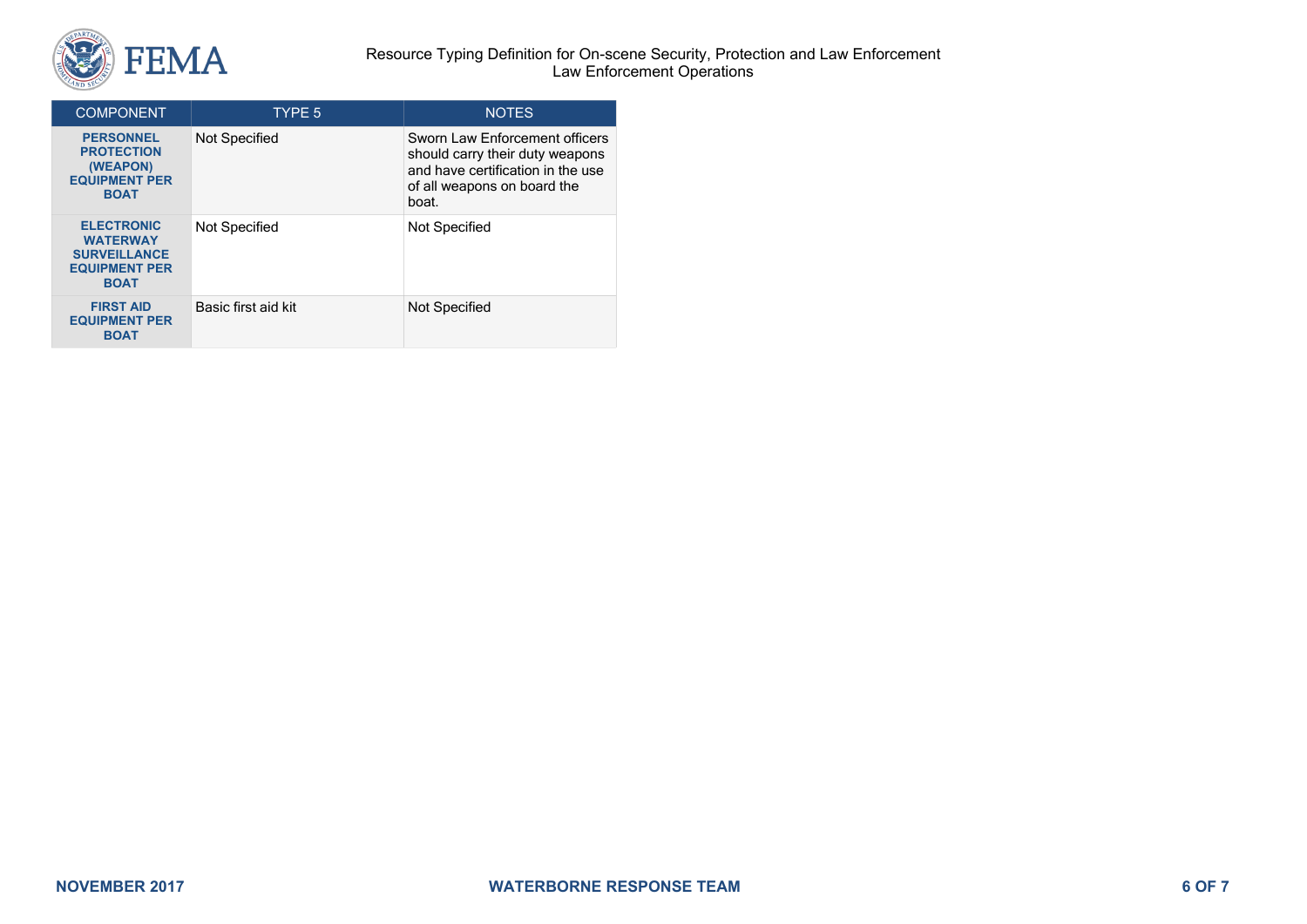| COMPONENT | TYPE 5 | NOTES |
| --- | --- | --- |
| **PERSONNEL PROTECTION (WEAPON) EQUIPMENT PER BOAT** | Not Specified | Sworn Law Enforcement officers should carry their duty weapons and have certification in the use of all weapons on board the boat. |
| **ELECTRONIC WATERWAY SURVEILLANCE EQUIPMENT PER BOAT** | Not Specified | Not Specified |
| **FIRST AID EQUIPMENT PER BOAT** | Basic first aid kit | Not Specified |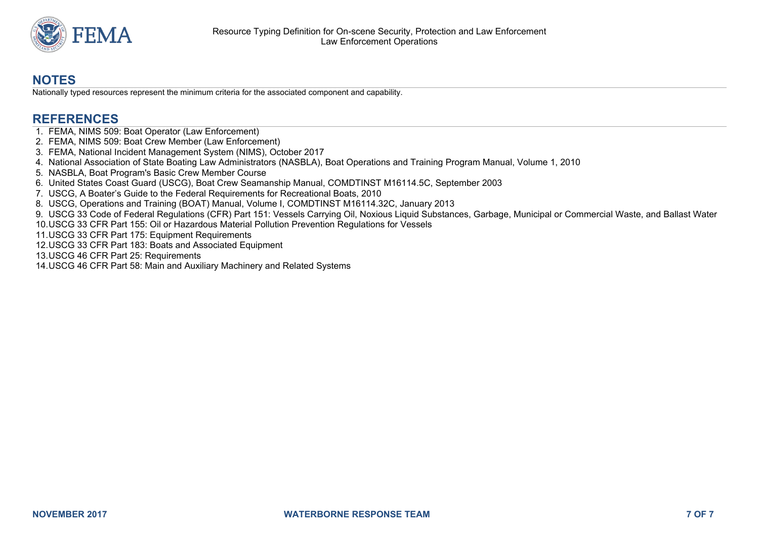## NOTES

Nationally typed resources represent the minimum criteria for the associated component and capability.

## REFERENCES

1. FEMA, NIMS 509: Boat Operator (Law Enforcement)
2. FEMA, NIMS 509: Boat Crew Member (Law Enforcement)
3. FEMA, National Incident Management System (NIMS), October 2017
4. National Association of State Boating Law Administrators (NASBLA), Boat Operations and Training Program Manual, Volume 1, 2010
5. NASBLA, Boat Program's Basic Crew Member Course
6. United States Coast Guard (USCG), Boat Crew Seamanship Manual, COMDTINST M16114.5C, September 2003
7. USCG, A Boater's Guide to the Federal Requirements for Recreational Boats, 2010
8. USCG, Operations and Training (BOAT) Manual, Volume I, COMDTINST M16114.32C, January 2013
9. USCG 33 Code of Federal Regulations (CFR) Part 151: Vessels Carrying Oil, Noxious Liquid Substances, Garbage, Municipal or Commercial Waste, and Ballast Water
10. USCG 33 CFR Part 155: Oil or Hazardous Material Pollution Prevention Regulations for Vessels
11. USCG 33 CFR Part 175: Equipment Requirements
12. USCG 33 CFR Part 183: Boats and Associated Equipment
13. USCG 46 CFR Part 25: Requirements
14. USCG 46 CFR Part 58: Main and Auxiliary Machinery and Related Systems